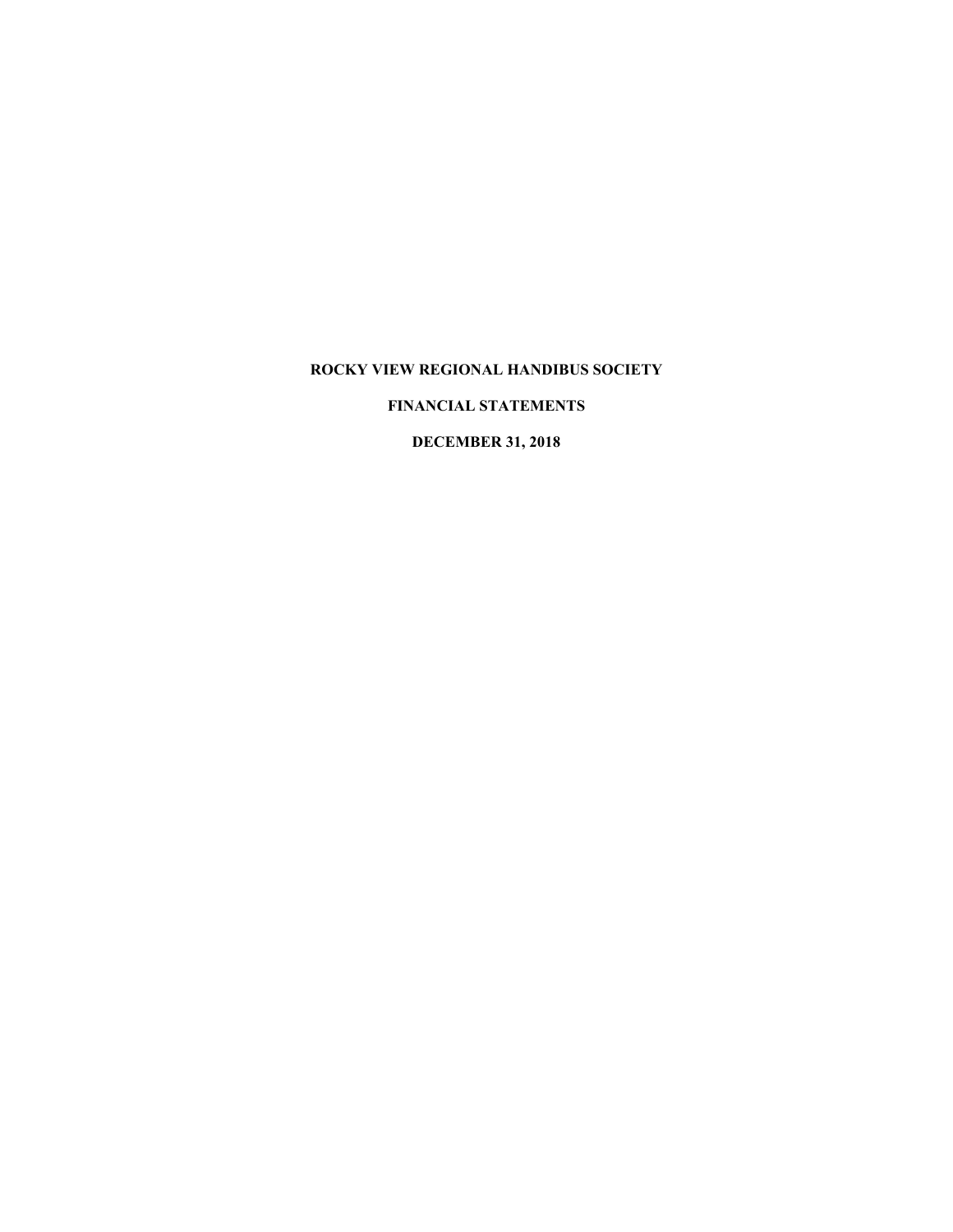# ROCKY VIEW REGIONAL HANDIBUS SOCIETY

## FINANCIAL STATEMENTS

## DECEMBER 31, 2018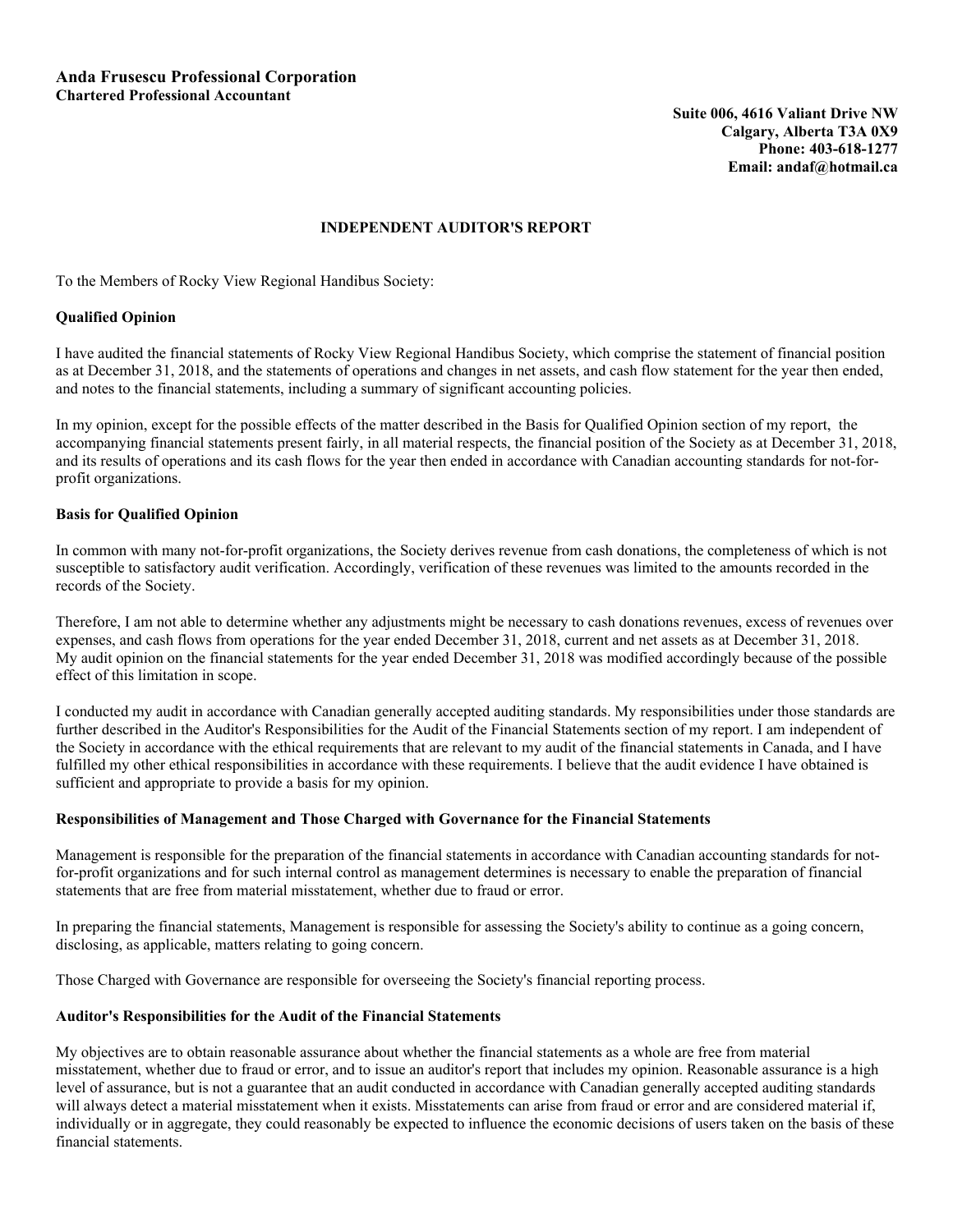**Anda Frusescu Professional Corporation**
**Chartered Professional Accountant**

**Suite 006, 4616 Valiant Drive NW**
**Calgary, Alberta T3A 0X9**
**Phone: 403-618-1277**
**Email: andaf@hotmail.ca**

## INDEPENDENT AUDITOR'S REPORT

To the Members of Rocky View Regional Handibus Society:

### Qualified Opinion

I have audited the financial statements of Rocky View Regional Handibus Society, which comprise the statement of financial position as at December 31, 2018, and the statements of operations and changes in net assets, and cash flow statement for the year then ended, and notes to the financial statements, including a summary of significant accounting policies.

In my opinion, except for the possible effects of the matter described in the Basis for Qualified Opinion section of my report, the accompanying financial statements present fairly, in all material respects, the financial position of the Society as at December 31, 2018, and its results of operations and its cash flows for the year then ended in accordance with Canadian accounting standards for not-for-profit organizations.

### Basis for Qualified Opinion

In common with many not-for-profit organizations, the Society derives revenue from cash donations, the completeness of which is not susceptible to satisfactory audit verification. Accordingly, verification of these revenues was limited to the amounts recorded in the records of the Society.

Therefore, I am not able to determine whether any adjustments might be necessary to cash donations revenues, excess of revenues over expenses, and cash flows from operations for the year ended December 31, 2018, current and net assets as at December 31, 2018. My audit opinion on the financial statements for the year ended December 31, 2018 was modified accordingly because of the possible effect of this limitation in scope.

I conducted my audit in accordance with Canadian generally accepted auditing standards. My responsibilities under those standards are further described in the Auditor's Responsibilities for the Audit of the Financial Statements section of my report. I am independent of the Society in accordance with the ethical requirements that are relevant to my audit of the financial statements in Canada, and I have fulfilled my other ethical responsibilities in accordance with these requirements. I believe that the audit evidence I have obtained is sufficient and appropriate to provide a basis for my opinion.

### Responsibilities of Management and Those Charged with Governance for the Financial Statements

Management is responsible for the preparation of the financial statements in accordance with Canadian accounting standards for not-for-profit organizations and for such internal control as management determines is necessary to enable the preparation of financial statements that are free from material misstatement, whether due to fraud or error.

In preparing the financial statements, Management is responsible for assessing the Society's ability to continue as a going concern, disclosing, as applicable, matters relating to going concern.

Those Charged with Governance are responsible for overseeing the Society's financial reporting process.

### Auditor's Responsibilities for the Audit of the Financial Statements

My objectives are to obtain reasonable assurance about whether the financial statements as a whole are free from material misstatement, whether due to fraud or error, and to issue an auditor's report that includes my opinion. Reasonable assurance is a high level of assurance, but is not a guarantee that an audit conducted in accordance with Canadian generally accepted auditing standards will always detect a material misstatement when it exists. Misstatements can arise from fraud or error and are considered material if, individually or in aggregate, they could reasonably be expected to influence the economic decisions of users taken on the basis of these financial statements.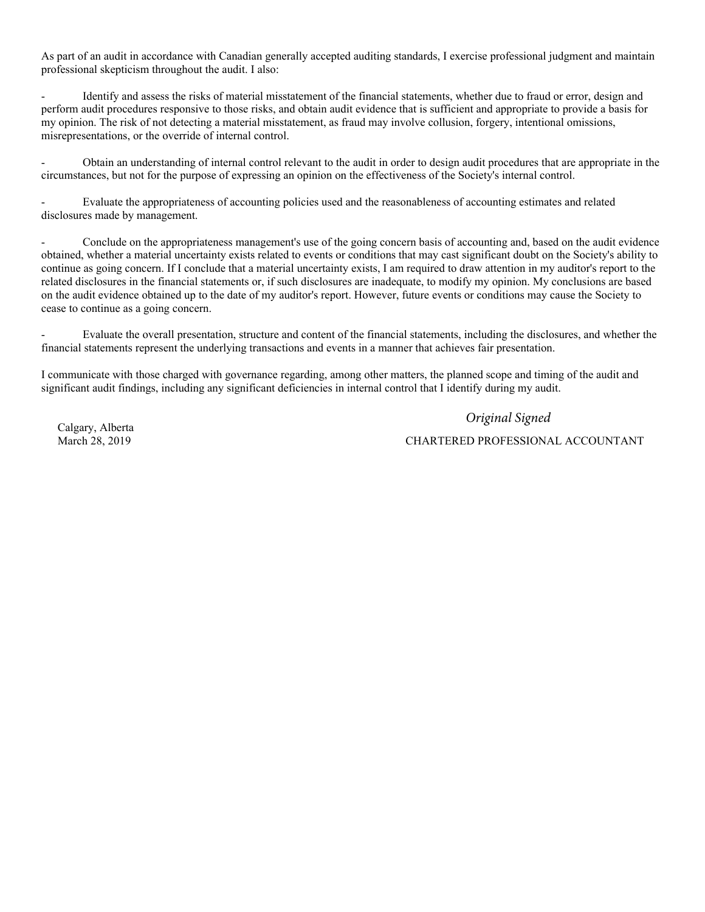As part of an audit in accordance with Canadian generally accepted auditing standards, I exercise professional judgment and maintain professional skepticism throughout the audit. I also:

- Identify and assess the risks of material misstatement of the financial statements, whether due to fraud or error, design and perform audit procedures responsive to those risks, and obtain audit evidence that is sufficient and appropriate to provide a basis for my opinion. The risk of not detecting a material misstatement, as fraud may involve collusion, forgery, intentional omissions, misrepresentations, or the override of internal control.

- Obtain an understanding of internal control relevant to the audit in order to design audit procedures that are appropriate in the circumstances, but not for the purpose of expressing an opinion on the effectiveness of the Society's internal control.

- Evaluate the appropriateness of accounting policies used and the reasonableness of accounting estimates and related disclosures made by management.

- Conclude on the appropriateness management's use of the going concern basis of accounting and, based on the audit evidence obtained, whether a material uncertainty exists related to events or conditions that may cast significant doubt on the Society's ability to continue as going concern. If I conclude that a material uncertainty exists, I am required to draw attention in my auditor's report to the related disclosures in the financial statements or, if such disclosures are inadequate, to modify my opinion. My conclusions are based on the audit evidence obtained up to the date of my auditor's report. However, future events or conditions may cause the Society to cease to continue as a going concern.

- Evaluate the overall presentation, structure and content of the financial statements, including the disclosures, and whether the financial statements represent the underlying transactions and events in a manner that achieves fair presentation.

I communicate with those charged with governance regarding, among other matters, the planned scope and timing of the audit and significant audit findings, including any significant deficiencies in internal control that I identify during my audit.

*Original Signed*

CHARTERED PROFESSIONAL ACCOUNTANT

Calgary, Alberta
March 28, 2019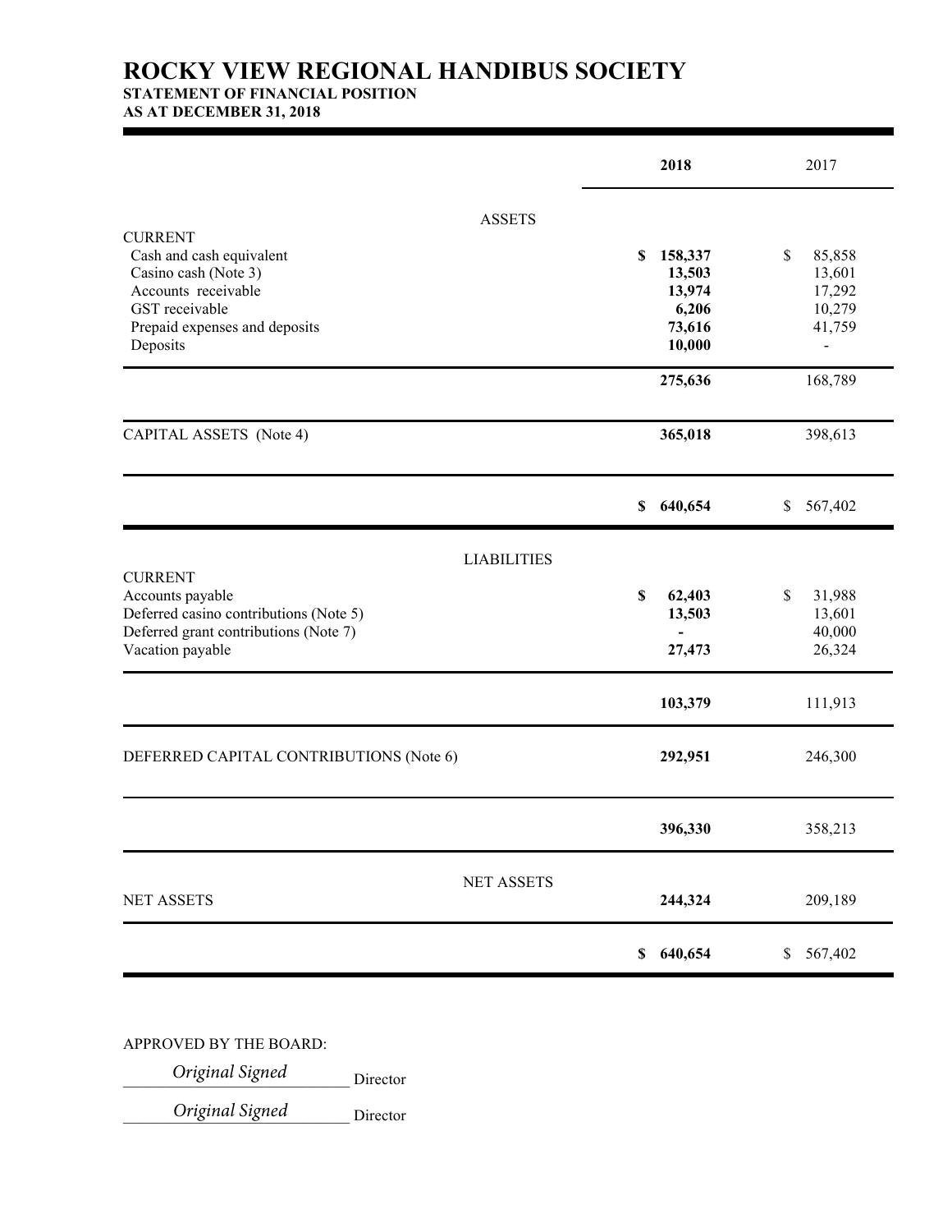# ROCKY VIEW REGIONAL HANDIBUS SOCIETY

## STATEMENT OF FINANCIAL POSITION

## AS AT DECEMBER 31, 2018

| | **2018** | 2017 |
|---|---|---|
| **ASSETS** | | |
| CURRENT | | |
| Cash and cash equivalent | **$ 158,337** | $ 85,858 |
| Casino cash (Note 3) | **13,503** | 13,601 |
| Accounts receivable | **13,974** | 17,292 |
| GST receivable | **6,206** | 10,279 |
| Prepaid expenses and deposits | **73,616** | 41,759 |
| Deposits | **10,000** | - |
| | **275,636** | 168,789 |
| CAPITAL ASSETS (Note 4) | **365,018** | 398,613 |
| | **$ 640,654** | $ 567,402 |
| **LIABILITIES** | | |
| CURRENT | | |
| Accounts payable | **$ 62,403** | $ 31,988 |
| Deferred casino contributions (Note 5) | **13,503** | 13,601 |
| Deferred grant contributions (Note 7) | **-** | 40,000 |
| Vacation payable | **27,473** | 26,324 |
| | **103,379** | 111,913 |
| DEFERRED CAPITAL CONTRIBUTIONS (Note 6) | **292,951** | 246,300 |
| | **396,330** | 358,213 |
| **NET ASSETS** | | |
| NET ASSETS | **244,324** | 209,189 |
| | **$ 640,654** | $ 567,402 |

APPROVED BY THE BOARD:

*Original Signed* Director

*Original Signed* Director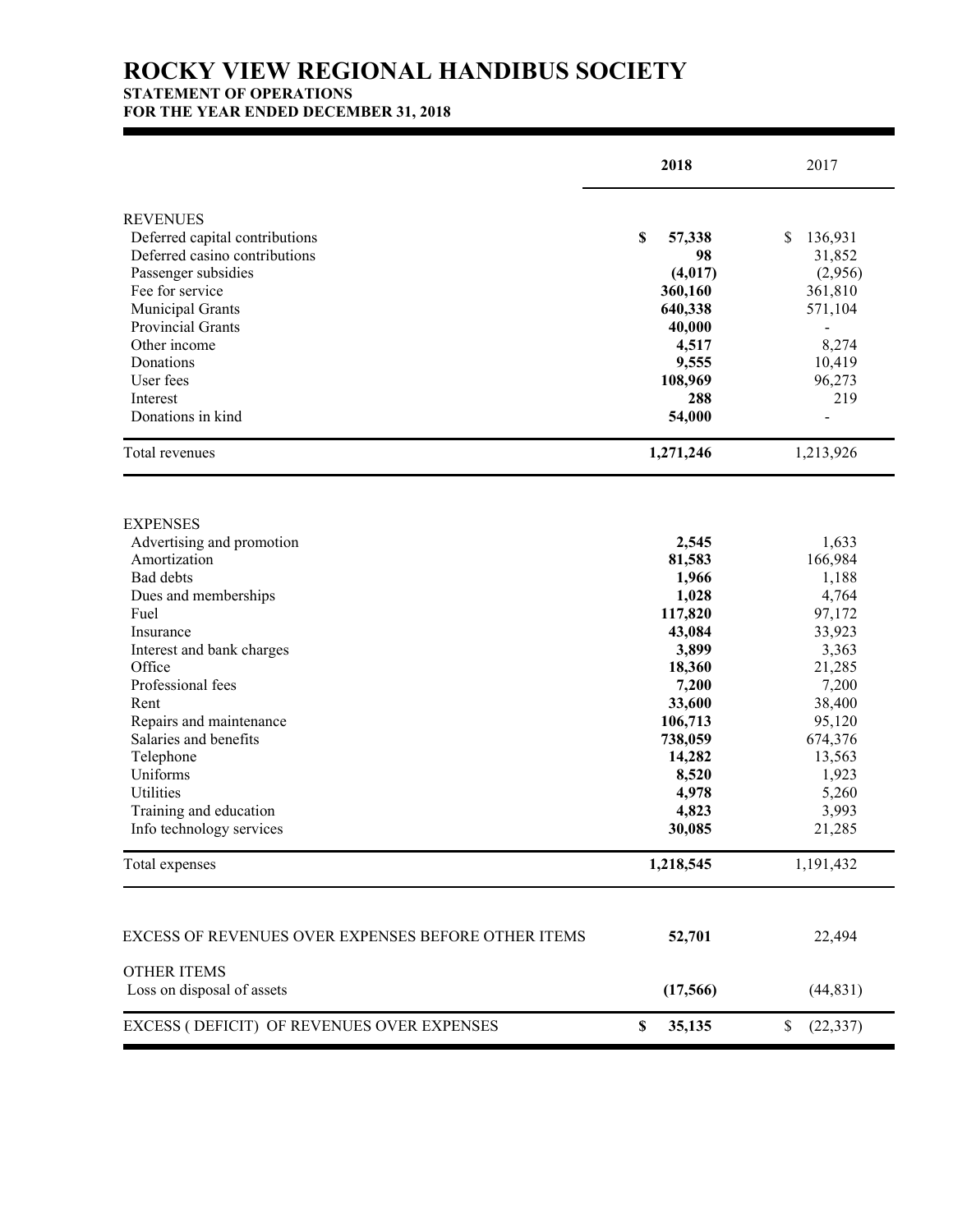# ROCKY VIEW REGIONAL HANDIBUS SOCIETY

## STATEMENT OF OPERATIONS

### FOR THE YEAR ENDED DECEMBER 31, 2018

| | **2018** | 2017 |
|---|---|---|
| REVENUES | | |
| Deferred capital contributions | **$ 57,338** | $ 136,931 |
| Deferred casino contributions | **98** | 31,852 |
| Passenger subsidies | **(4,017)** | (2,956) |
| Fee for service | **360,160** | 361,810 |
| Municipal Grants | **640,338** | 571,104 |
| Provincial Grants | **40,000** | - |
| Other income | **4,517** | 8,274 |
| Donations | **9,555** | 10,419 |
| User fees | **108,969** | 96,273 |
| Interest | **288** | 219 |
| Donations in kind | **54,000** | - |
| Total revenues | **1,271,246** | 1,213,926 |
| EXPENSES | | |
| Advertising and promotion | **2,545** | 1,633 |
| Amortization | **81,583** | 166,984 |
| Bad debts | **1,966** | 1,188 |
| Dues and memberships | **1,028** | 4,764 |
| Fuel | **117,820** | 97,172 |
| Insurance | **43,084** | 33,923 |
| Interest and bank charges | **3,899** | 3,363 |
| Office | **18,360** | 21,285 |
| Professional fees | **7,200** | 7,200 |
| Rent | **33,600** | 38,400 |
| Repairs and maintenance | **106,713** | 95,120 |
| Salaries and benefits | **738,059** | 674,376 |
| Telephone | **14,282** | 13,563 |
| Uniforms | **8,520** | 1,923 |
| Utilities | **4,978** | 5,260 |
| Training and education | **4,823** | 3,993 |
| Info technology services | **30,085** | 21,285 |
| Total expenses | **1,218,545** | 1,191,432 |
| EXCESS OF REVENUES OVER EXPENSES BEFORE OTHER ITEMS | **52,701** | 22,494 |
| OTHER ITEMS | | |
| Loss on disposal of assets | **(17,566)** | (44,831) |
| EXCESS ( DEFICIT) OF REVENUES OVER EXPENSES | **$ 35,135** | $ (22,337) |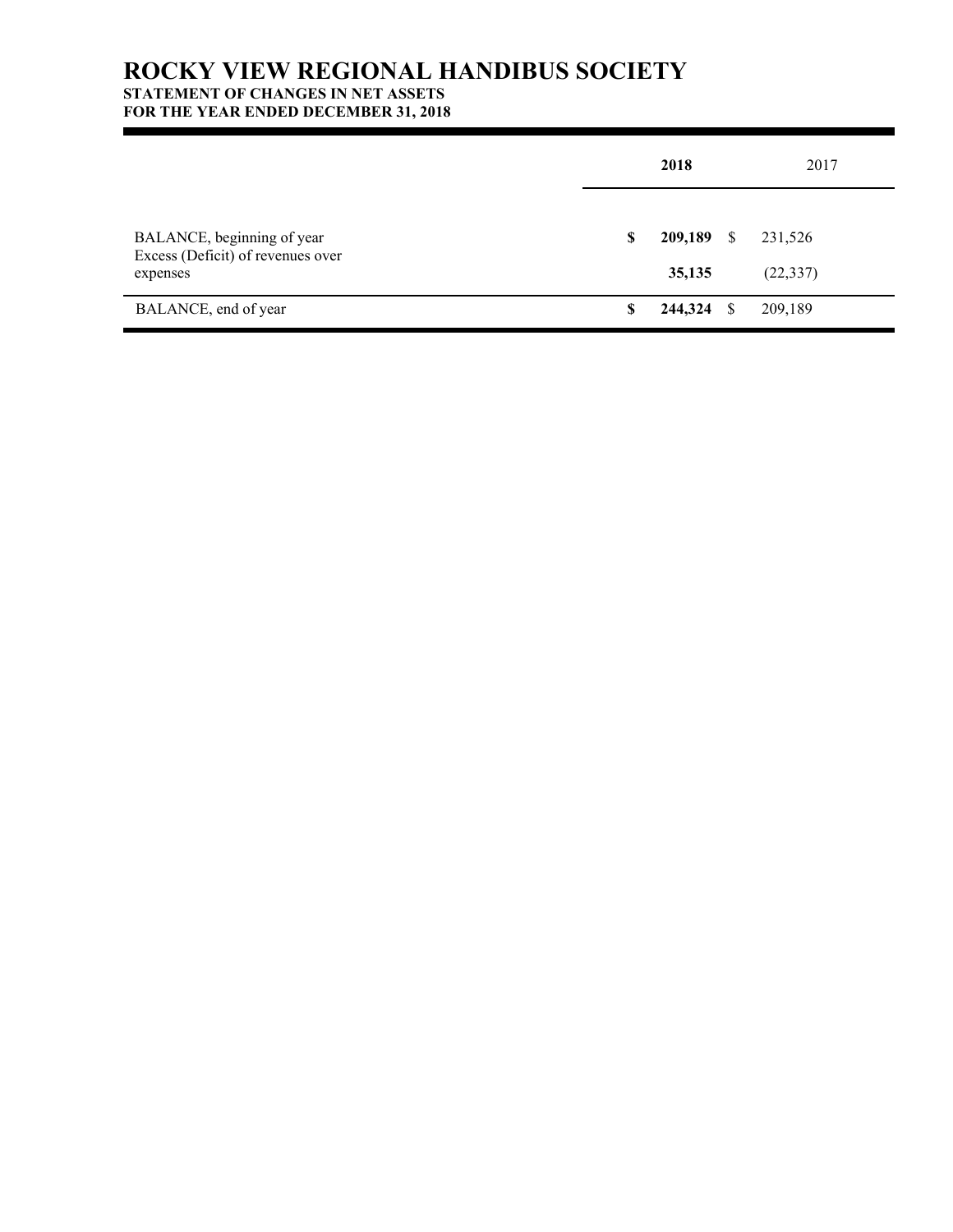# ROCKY VIEW REGIONAL HANDIBUS SOCIETY

**STATEMENT OF CHANGES IN NET ASSETS**
**FOR THE YEAR ENDED DECEMBER 31, 2018**

| | **2018** | 2017 |
|---|---|---|
| BALANCE, beginning of year | **$ 209,189** | $ 231,526 |
| Excess (Deficit) of revenues over expenses | **35,135** | (22,337) |
| BALANCE, end of year | **$ 244,324** | $ 209,189 |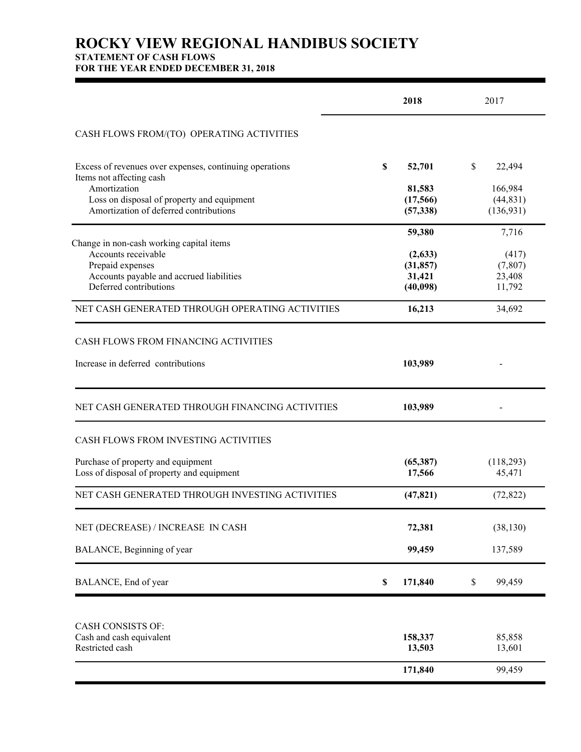# ROCKY VIEW REGIONAL HANDIBUS SOCIETY

## STATEMENT OF CASH FLOWS

### FOR THE YEAR ENDED DECEMBER 31, 2018

| | 2018 | 2017 |
|---|---|---|
| CASH FLOWS FROM/(TO) OPERATING ACTIVITIES | | |
| Excess of revenues over expenses, continuing operations | **$ 52,701** | $ 22,494 |
| Items not affecting cash | | |
| Amortization | **81,583** | 166,984 |
| Loss on disposal of property and equipment | **(17,566)** | (44,831) |
| Amortization of deferred contributions | **(57,338)** | (136,931) |
| | **59,380** | 7,716 |
| Change in non-cash working capital items | | |
| Accounts receivable | **(2,633)** | (417) |
| Prepaid expenses | **(31,857)** | (7,807) |
| Accounts payable and accrued liabilities | **31,421** | 23,408 |
| Deferred contributions | **(40,098)** | 11,792 |
| NET CASH GENERATED THROUGH OPERATING ACTIVITIES | **16,213** | 34,692 |
| CASH FLOWS FROM FINANCING ACTIVITIES | | |
| Increase in deferred contributions | **103,989** | - |
| NET CASH GENERATED THROUGH FINANCING ACTIVITIES | **103,989** | - |
| CASH FLOWS FROM INVESTING ACTIVITIES | | |
| Purchase of property and equipment | **(65,387)** | (118,293) |
| Loss of disposal of property and equipment | **17,566** | 45,471 |
| NET CASH GENERATED THROUGH INVESTING ACTIVITIES | **(47,821)** | (72,822) |
| NET (DECREASE) / INCREASE IN CASH | **72,381** | (38,130) |
| BALANCE, Beginning of year | **99,459** | 137,589 |
| BALANCE, End of year | **$ 171,840** | $ 99,459 |
| CASH CONSISTS OF: | | |
| Cash and cash equivalent | **158,337** | 85,858 |
| Restricted cash | **13,503** | 13,601 |
| | **171,840** | 99,459 |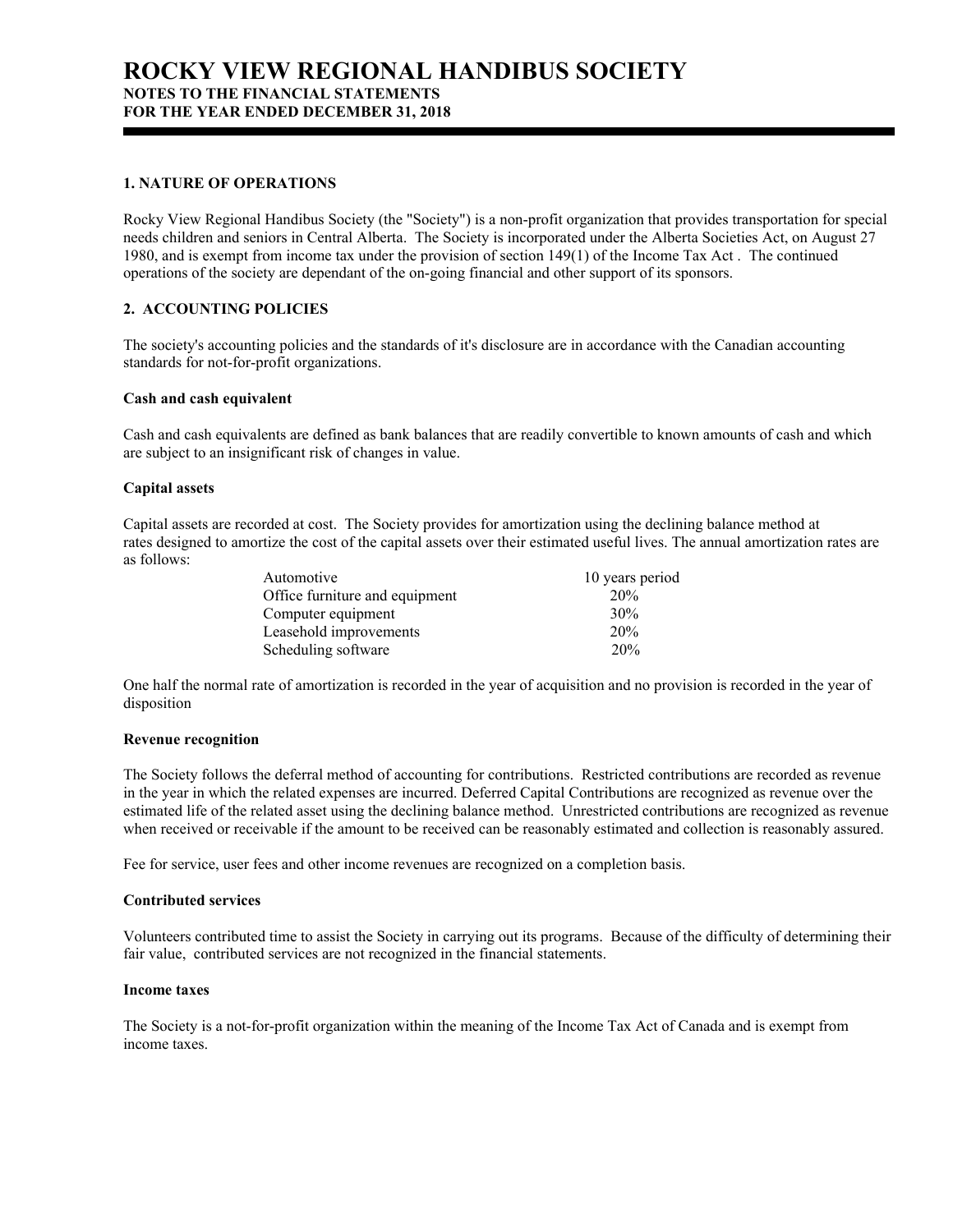# ROCKY VIEW REGIONAL HANDIBUS SOCIETY

**NOTES TO THE FINANCIAL STATEMENTS**
**FOR THE YEAR ENDED DECEMBER 31, 2018**

## 1. NATURE OF OPERATIONS

Rocky View Regional Handibus Society (the "Society") is a non-profit organization that provides transportation for special needs children and seniors in Central Alberta. The Society is incorporated under the Alberta Societies Act, on August 27 1980, and is exempt from income tax under the provision of section 149(1) of the Income Tax Act . The continued operations of the society are dependant of the on-going financial and other support of its sponsors.

## 2. ACCOUNTING POLICIES

The society's accounting policies and the standards of it's disclosure are in accordance with the Canadian accounting standards for not-for-profit organizations.

### Cash and cash equivalent

Cash and cash equivalents are defined as bank balances that are readily convertible to known amounts of cash and which are subject to an insignificant risk of changes in value.

### Capital assets

Capital assets are recorded at cost. The Society provides for amortization using the declining balance method at rates designed to amortize the cost of the capital assets over their estimated useful lives. The annual amortization rates are as follows:

| | |
|---|---|
| Automotive | 10 years period |
| Office furniture and equipment | 20% |
| Computer equipment | 30% |
| Leasehold improvements | 20% |
| Scheduling software | 20% |

One half the normal rate of amortization is recorded in the year of acquisition and no provision is recorded in the year of disposition

### Revenue recognition

The Society follows the deferral method of accounting for contributions. Restricted contributions are recorded as revenue in the year in which the related expenses are incurred. Deferred Capital Contributions are recognized as revenue over the estimated life of the related asset using the declining balance method. Unrestricted contributions are recognized as revenue when received or receivable if the amount to be received can be reasonably estimated and collection is reasonably assured.

Fee for service, user fees and other income revenues are recognized on a completion basis.

### Contributed services

Volunteers contributed time to assist the Society in carrying out its programs. Because of the difficulty of determining their fair value, contributed services are not recognized in the financial statements.

### Income taxes

The Society is a not-for-profit organization within the meaning of the Income Tax Act of Canada and is exempt from income taxes.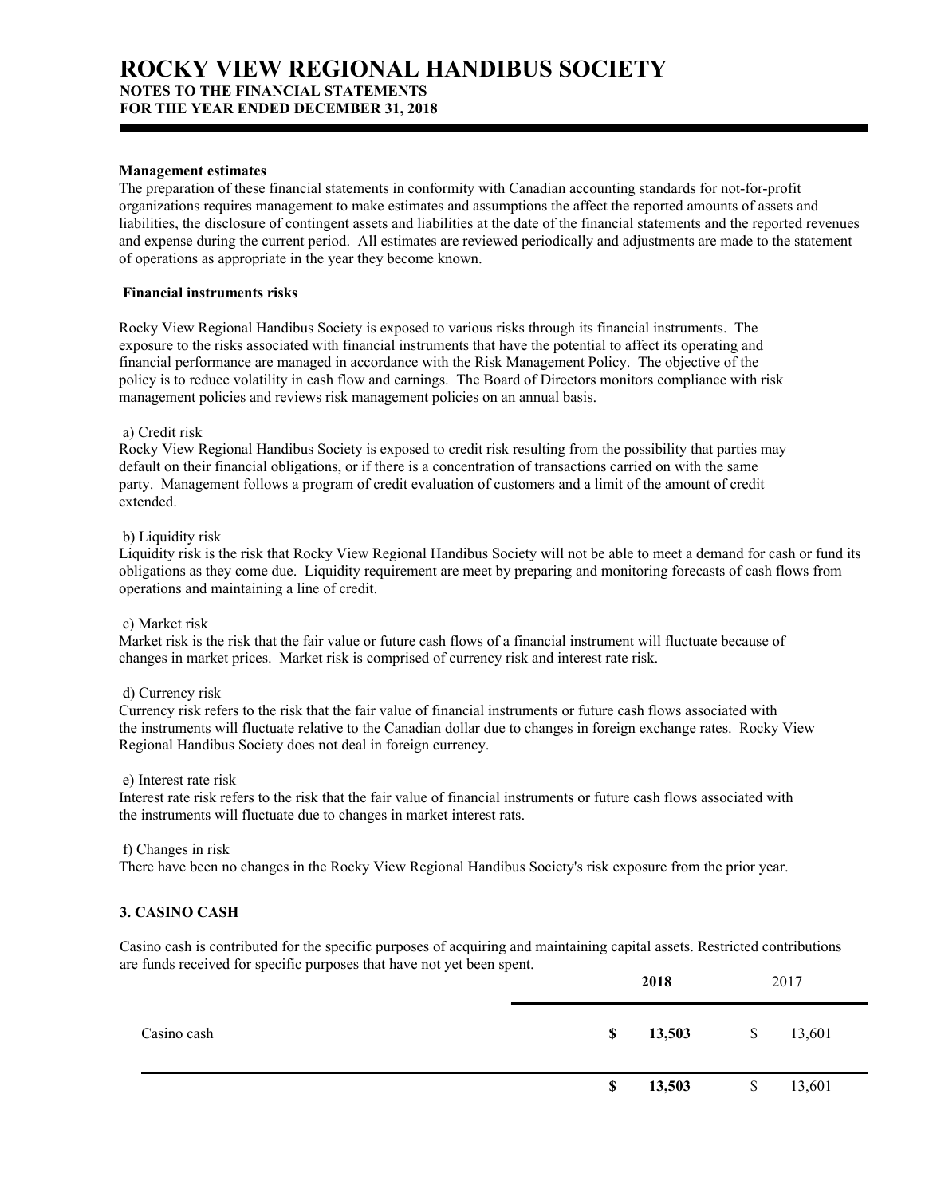**Management estimates**

The preparation of these financial statements in conformity with Canadian accounting standards for not-for-profit organizations requires management to make estimates and assumptions the affect the reported amounts of assets and liabilities, the disclosure of contingent assets and liabilities at the date of the financial statements and the reported revenues and expense during the current period. All estimates are reviewed periodically and adjustments are made to the statement of operations as appropriate in the year they become known.

**Financial instruments risks**

Rocky View Regional Handibus Society is exposed to various risks through its financial instruments. The exposure to the risks associated with financial instruments that have the potential to affect its operating and financial performance are managed in accordance with the Risk Management Policy. The objective of the policy is to reduce volatility in cash flow and earnings. The Board of Directors monitors compliance with risk management policies and reviews risk management policies on an annual basis.

a) Credit risk

Rocky View Regional Handibus Society is exposed to credit risk resulting from the possibility that parties may default on their financial obligations, or if there is a concentration of transactions carried on with the same party. Management follows a program of credit evaluation of customers and a limit of the amount of credit extended.

b) Liquidity risk

Liquidity risk is the risk that Rocky View Regional Handibus Society will not be able to meet a demand for cash or fund its obligations as they come due. Liquidity requirement are meet by preparing and monitoring forecasts of cash flows from operations and maintaining a line of credit.

c) Market risk

Market risk is the risk that the fair value or future cash flows of a financial instrument will fluctuate because of changes in market prices. Market risk is comprised of currency risk and interest rate risk.

d) Currency risk

Currency risk refers to the risk that the fair value of financial instruments or future cash flows associated with the instruments will fluctuate relative to the Canadian dollar due to changes in foreign exchange rates. Rocky View Regional Handibus Society does not deal in foreign currency.

e) Interest rate risk

Interest rate risk refers to the risk that the fair value of financial instruments or future cash flows associated with the instruments will fluctuate due to changes in market interest rats.

f) Changes in risk

There have been no changes in the Rocky View Regional Handibus Society's risk exposure from the prior year.

## 3. CASINO CASH

Casino cash is contributed for the specific purposes of acquiring and maintaining capital assets. Restricted contributions are funds received for specific purposes that have not yet been spent.

| | **2018** | 2017 |
|---|---|---|
| Casino cash | **$ 13,503** | $ 13,601 |
| | **$ 13,503** | $ 13,601 |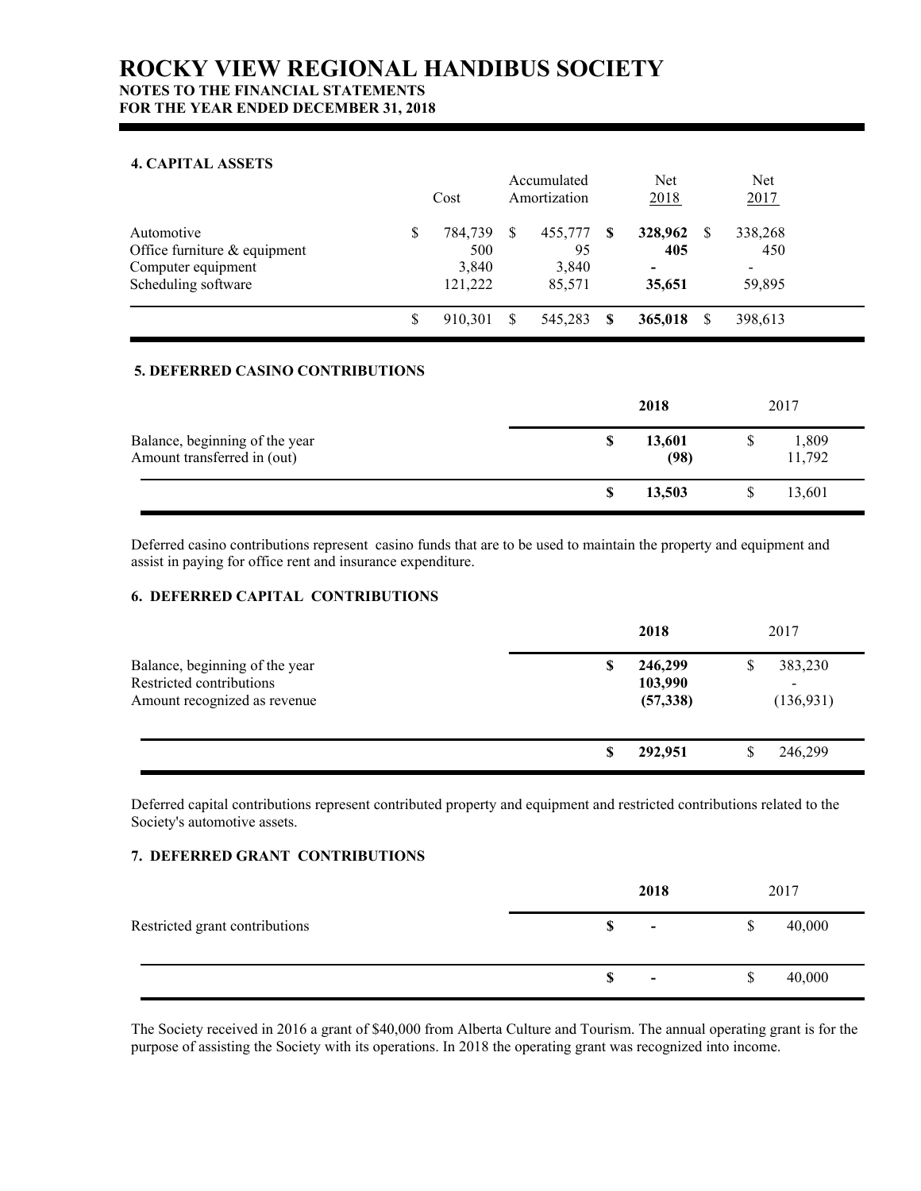# ROCKY VIEW REGIONAL HANDIBUS SOCIETY
## NOTES TO THE FINANCIAL STATEMENTS
## FOR THE YEAR ENDED DECEMBER 31, 2018

### 4. CAPITAL ASSETS

| | Cost | Accumulated Amortization | Net 2018 | Net 2017 |
|---|---|---|---|---|
| Automotive | $ 784,739 | $ 455,777 | **$ 328,962** | $ 338,268 |
| Office furniture & equipment | 500 | 95 | **405** | 450 |
| Computer equipment | 3,840 | 3,840 | **-** | - |
| Scheduling software | 121,222 | 85,571 | **35,651** | 59,895 |
| | $ 910,301 | $ 545,283 | **$ 365,018** | $ 398,613 |

### 5. DEFERRED CASINO CONTRIBUTIONS

| | **2018** | 2017 |
|---|---|---|
| Balance, beginning of the year | **$ 13,601** | $ 1,809 |
| Amount transferred in (out) | **(98)** | 11,792 |
| | **$ 13,503** | $ 13,601 |

Deferred casino contributions represent casino funds that are to be used to maintain the property and equipment and assist in paying for office rent and insurance expenditure.

### 6. DEFERRED CAPITAL CONTRIBUTIONS

| | **2018** | 2017 |
|---|---|---|
| Balance, beginning of the year | **$ 246,299** | $ 383,230 |
| Restricted contributions | **103,990** | - |
| Amount recognized as revenue | **(57,338)** | (136,931) |
| | **$ 292,951** | $ 246,299 |

Deferred capital contributions represent contributed property and equipment and restricted contributions related to the Society's automotive assets.

### 7. DEFERRED GRANT CONTRIBUTIONS

| | **2018** | 2017 |
|---|---|---|
| Restricted grant contributions | **$ -** | $ 40,000 |
| | **$ -** | $ 40,000 |

The Society received in 2016 a grant of $40,000 from Alberta Culture and Tourism. The annual operating grant is for the purpose of assisting the Society with its operations. In 2018 the operating grant was recognized into income.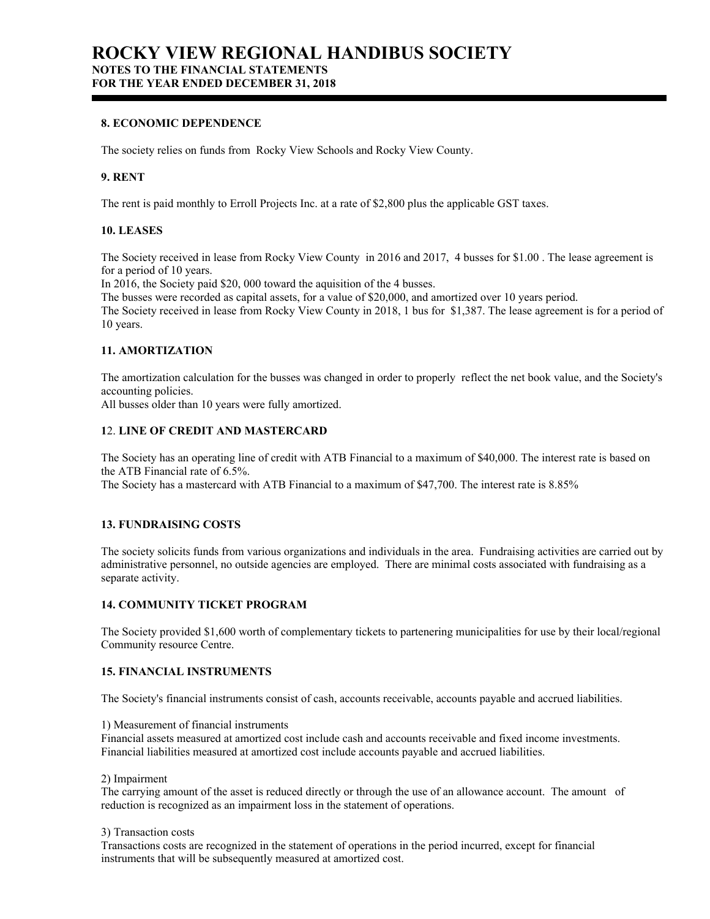# ROCKY VIEW REGIONAL HANDIBUS SOCIETY

**NOTES TO THE FINANCIAL STATEMENTS**
**FOR THE YEAR ENDED DECEMBER 31, 2018**

### 8. ECONOMIC DEPENDENCE

The society relies on funds from Rocky View Schools and Rocky View County.

### 9. RENT

The rent is paid monthly to Erroll Projects Inc. at a rate of $2,800 plus the applicable GST taxes.

### 10. LEASES

The Society received in lease from Rocky View County in 2016 and 2017, 4 busses for $1.00 . The lease agreement is for a period of 10 years.
In 2016, the Society paid $20, 000 toward the aquisition of the 4 busses.
The busses were recorded as capital assets, for a value of $20,000, and amortized over 10 years period.
The Society received in lease from Rocky View County in 2018, 1 bus for $1,387. The lease agreement is for a period of 10 years.

### 11. AMORTIZATION

The amortization calculation for the busses was changed in order to properly reflect the net book value, and the Society's accounting policies.
All busses older than 10 years were fully amortized.

### 12. LINE OF CREDIT AND MASTERCARD

The Society has an operating line of credit with ATB Financial to a maximum of $40,000. The interest rate is based on the ATB Financial rate of 6.5%.
The Society has a mastercard with ATB Financial to a maximum of $47,700. The interest rate is 8.85%

### 13. FUNDRAISING COSTS

The society solicits funds from various organizations and individuals in the area. Fundraising activities are carried out by administrative personnel, no outside agencies are employed. There are minimal costs associated with fundraising as a separate activity.

### 14. COMMUNITY TICKET PROGRAM

The Society provided $1,600 worth of complementary tickets to partenering municipalities for use by their local/regional Community resource Centre.

### 15. FINANCIAL INSTRUMENTS

The Society's financial instruments consist of cash, accounts receivable, accounts payable and accrued liabilities.

1) Measurement of financial instruments
Financial assets measured at amortized cost include cash and accounts receivable and fixed income investments.
Financial liabilities measured at amortized cost include accounts payable and accrued liabilities.

2) Impairment
The carrying amount of the asset is reduced directly or through the use of an allowance account. The amount of reduction is recognized as an impairment loss in the statement of operations.

3) Transaction costs
Transactions costs are recognized in the statement of operations in the period incurred, except for financial instruments that will be subsequently measured at amortized cost.